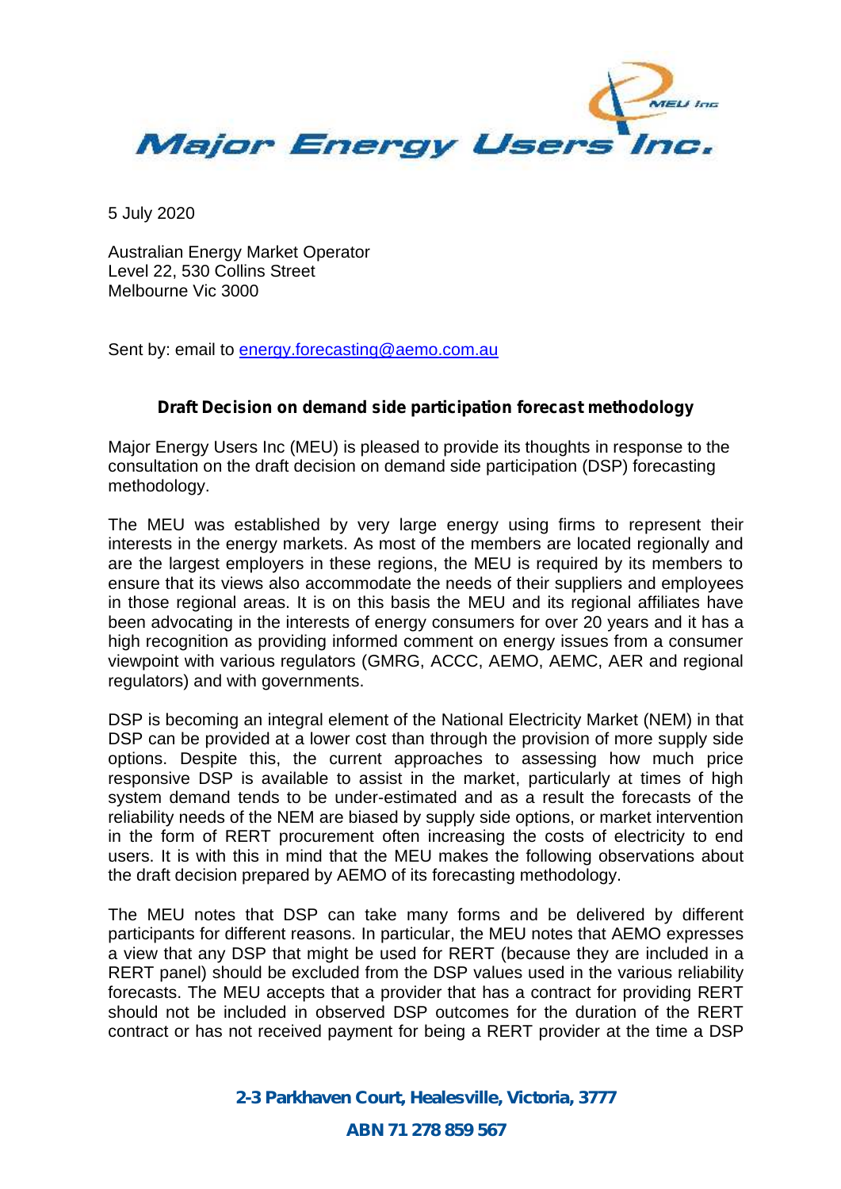Major Energy Users Inc.

5 July 2020

Australian Energy Market Operator
Level 22, 530 Collins Street
Melbourne Vic 3000

Sent by: email to energy.forecasting@aemo.com.au

**Draft Decision on demand side participation forecast methodology**

Major Energy Users Inc (MEU) is pleased to provide its thoughts in response to the consultation on the draft decision on demand side participation (DSP) forecasting methodology.

The MEU was established by very large energy using firms to represent their interests in the energy markets. As most of the members are located regionally and are the largest employers in these regions, the MEU is required by its members to ensure that its views also accommodate the needs of their suppliers and employees in those regional areas. It is on this basis the MEU and its regional affiliates have been advocating in the interests of energy consumers for over 20 years and it has a high recognition as providing informed comment on energy issues from a consumer viewpoint with various regulators (GMRG, ACCC, AEMO, AEMC, AER and regional regulators) and with governments.

DSP is becoming an integral element of the National Electricity Market (NEM) in that DSP can be provided at a lower cost than through the provision of more supply side options. Despite this, the current approaches to assessing how much price responsive DSP is available to assist in the market, particularly at times of high system demand tends to be under-estimated and as a result the forecasts of the reliability needs of the NEM are biased by supply side options, or market intervention in the form of RERT procurement often increasing the costs of electricity to end users. It is with this in mind that the MEU makes the following observations about the draft decision prepared by AEMO of its forecasting methodology.

The MEU notes that DSP can take many forms and be delivered by different participants for different reasons. In particular, the MEU notes that AEMO expresses a view that any DSP that might be used for RERT (because they are included in a RERT panel) should be excluded from the DSP values used in the various reliability forecasts. The MEU accepts that a provider that has a contract for providing RERT should not be included in observed DSP outcomes for the duration of the RERT contract or has not received payment for being a RERT provider at the time a DSP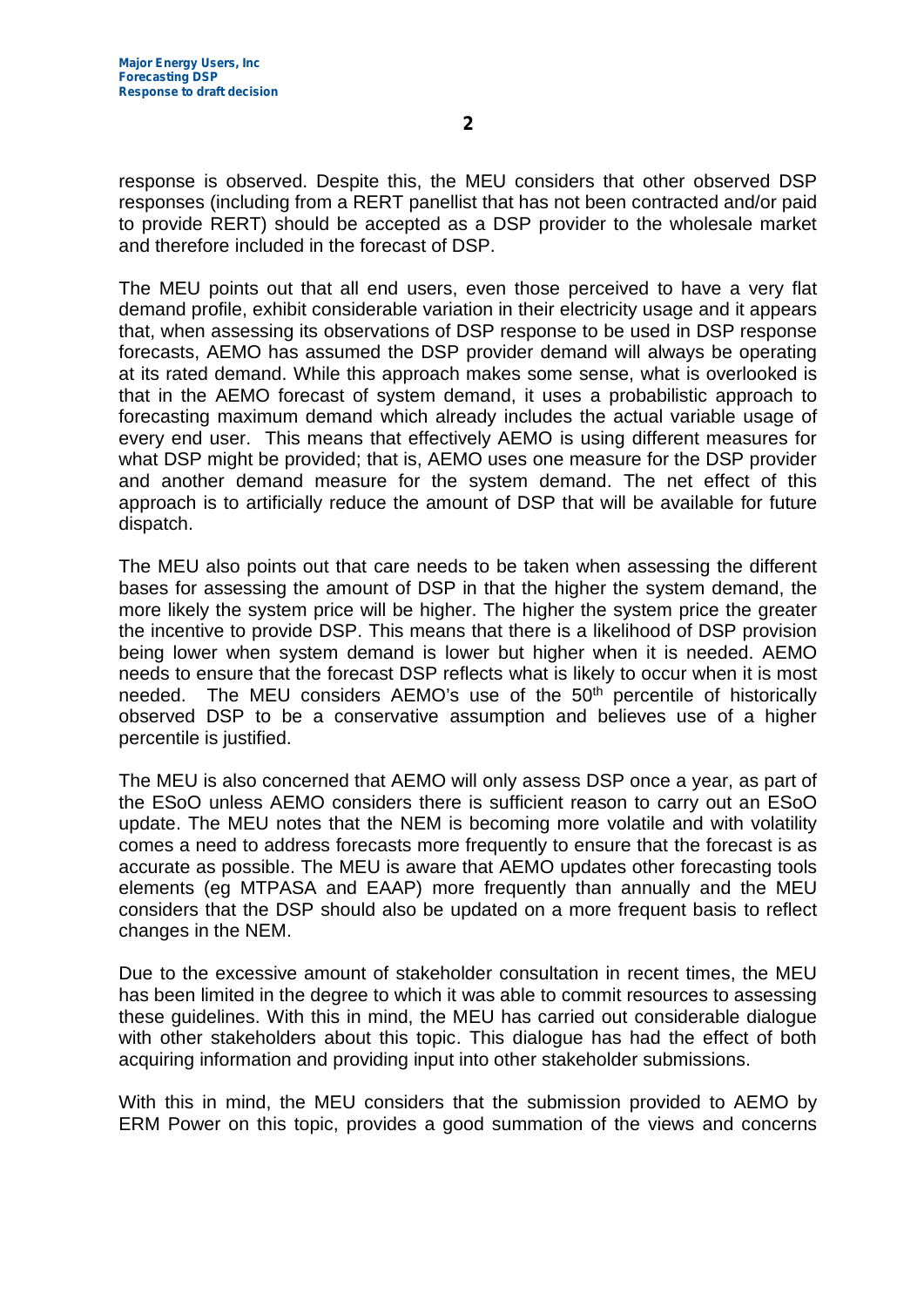response is observed. Despite this, the MEU considers that other observed DSP responses (including from a RERT panellist that has not been contracted and/or paid to provide RERT) should be accepted as a DSP provider to the wholesale market and therefore included in the forecast of DSP.

The MEU points out that all end users, even those perceived to have a very flat demand profile, exhibit considerable variation in their electricity usage and it appears that, when assessing its observations of DSP response to be used in DSP response forecasts, AEMO has assumed the DSP provider demand will always be operating at its rated demand. While this approach makes some sense, what is overlooked is that in the AEMO forecast of system demand, it uses a probabilistic approach to forecasting maximum demand which already includes the actual variable usage of every end user. This means that effectively AEMO is using different measures for what DSP might be provided; that is, AEMO uses one measure for the DSP provider and another demand measure for the system demand. The net effect of this approach is to artificially reduce the amount of DSP that will be available for future dispatch.

The MEU also points out that care needs to be taken when assessing the different bases for assessing the amount of DSP in that the higher the system demand, the more likely the system price will be higher. The higher the system price the greater the incentive to provide DSP. This means that there is a likelihood of DSP provision being lower when system demand is lower but higher when it is needed. AEMO needs to ensure that the forecast DSP reflects what is likely to occur when it is most needed. The MEU considers AEMO's use of the 50th percentile of historically observed DSP to be a conservative assumption and believes use of a higher percentile is justified.

The MEU is also concerned that AEMO will only assess DSP once a year, as part of the ESoO unless AEMO considers there is sufficient reason to carry out an ESoO update. The MEU notes that the NEM is becoming more volatile and with volatility comes a need to address forecasts more frequently to ensure that the forecast is as accurate as possible. The MEU is aware that AEMO updates other forecasting tools elements (eg MTPASA and EAAP) more frequently than annually and the MEU considers that the DSP should also be updated on a more frequent basis to reflect changes in the NEM.

Due to the excessive amount of stakeholder consultation in recent times, the MEU has been limited in the degree to which it was able to commit resources to assessing these guidelines. With this in mind, the MEU has carried out considerable dialogue with other stakeholders about this topic. This dialogue has had the effect of both acquiring information and providing input into other stakeholder submissions.

With this in mind, the MEU considers that the submission provided to AEMO by ERM Power on this topic, provides a good summation of the views and concerns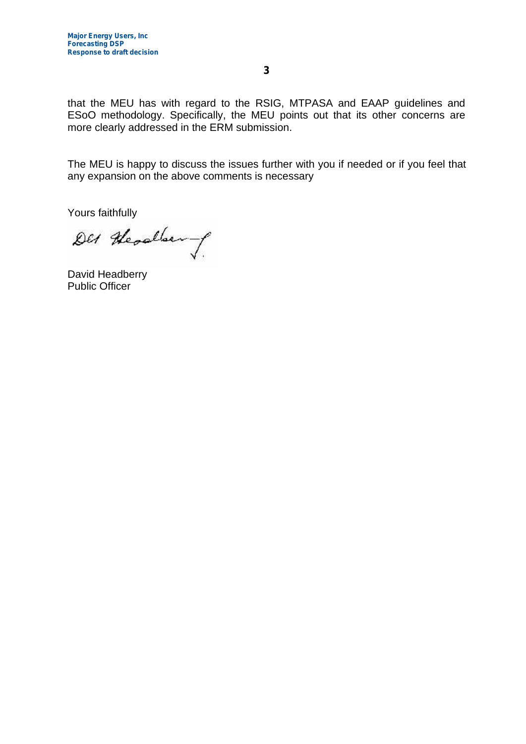that the MEU has with regard to the RSIG, MTPASA and EAAP guidelines and ESoO methodology. Specifically, the MEU points out that its other concerns are more clearly addressed in the ERM submission.

The MEU is happy to discuss the issues further with you if needed or if you feel that any expansion on the above comments is necessary

Yours faithfully

David Headberry
Public Officer